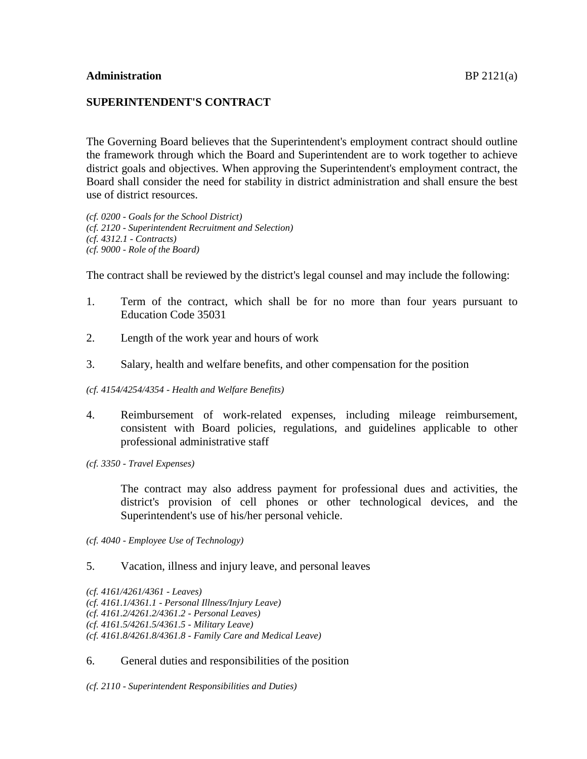**Administration** BP 2121(a)

## SUPERINTENDENT'S CONTRACT

The Governing Board believes that the Superintendent's employment contract should outline the framework through which the Board and Superintendent are to work together to achieve district goals and objectives. When approving the Superintendent's employment contract, the Board shall consider the need for stability in district administration and shall ensure the best use of district resources.

*(cf. 0200 - Goals for the School District)*
*(cf. 2120 - Superintendent Recruitment and Selection)*
*(cf. 4312.1 - Contracts)*
*(cf. 9000 - Role of the Board)*

The contract shall be reviewed by the district's legal counsel and may include the following:

1. Term of the contract, which shall be for no more than four years pursuant to Education Code 35031

2. Length of the work year and hours of work

3. Salary, health and welfare benefits, and other compensation for the position

*(cf. 4154/4254/4354 - Health and Welfare Benefits)*

4. Reimbursement of work-related expenses, including mileage reimbursement, consistent with Board policies, regulations, and guidelines applicable to other professional administrative staff

*(cf. 3350 - Travel Expenses)*

   The contract may also address payment for professional dues and activities, the district's provision of cell phones or other technological devices, and the Superintendent's use of his/her personal vehicle.

*(cf. 4040 - Employee Use of Technology)*

5. Vacation, illness and injury leave, and personal leaves

*(cf. 4161/4261/4361 - Leaves)*
*(cf. 4161.1/4361.1 - Personal Illness/Injury Leave)*
*(cf. 4161.2/4261.2/4361.2 - Personal Leaves)*
*(cf. 4161.5/4261.5/4361.5 - Military Leave)*
*(cf. 4161.8/4261.8/4361.8 - Family Care and Medical Leave)*

6. General duties and responsibilities of the position

*(cf. 2110 - Superintendent Responsibilities and Duties)*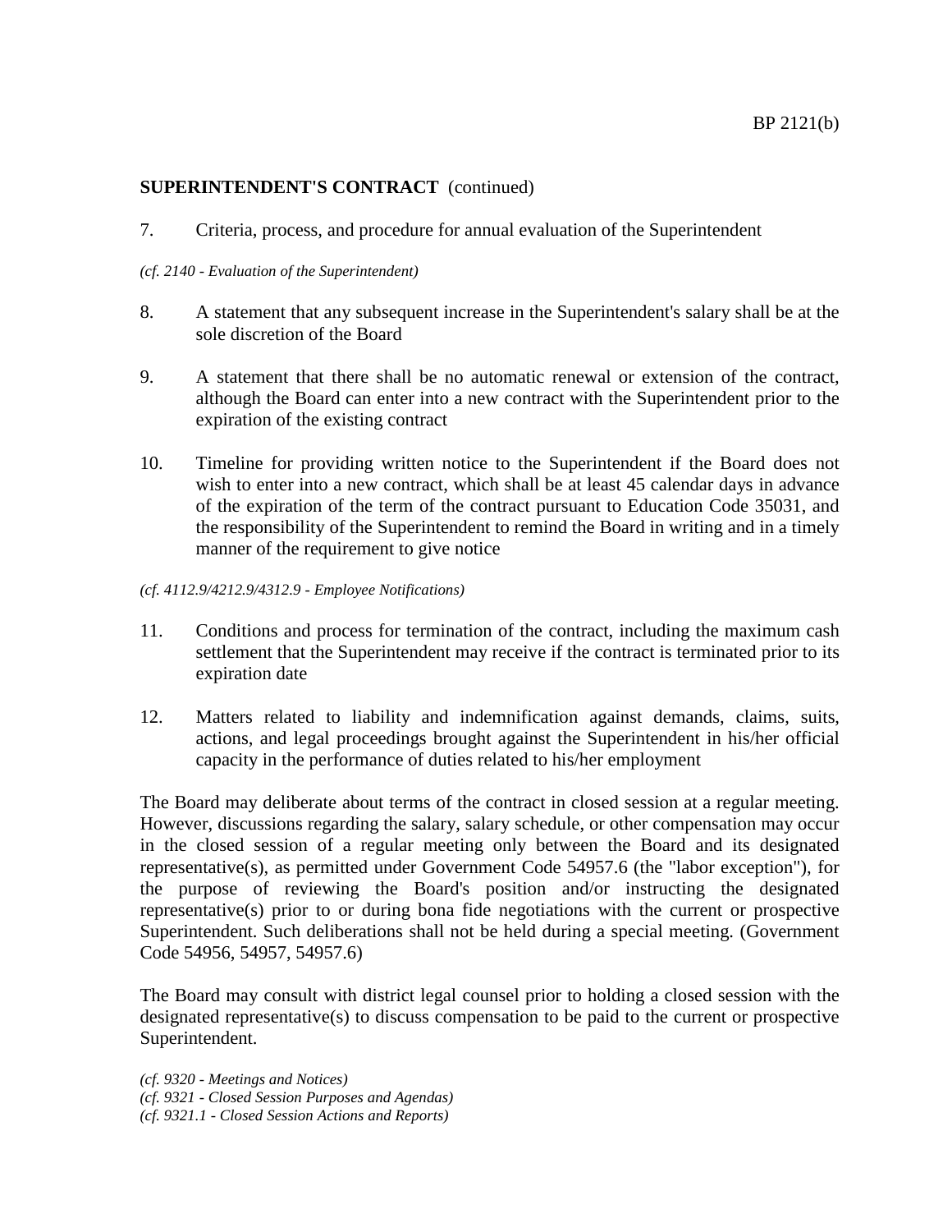**SUPERINTENDENT'S CONTRACT** (continued)

7. Criteria, process, and procedure for annual evaluation of the Superintendent

*(cf. 2140 - Evaluation of the Superintendent)*

8. A statement that any subsequent increase in the Superintendent's salary shall be at the sole discretion of the Board

9. A statement that there shall be no automatic renewal or extension of the contract, although the Board can enter into a new contract with the Superintendent prior to the expiration of the existing contract

10. Timeline for providing written notice to the Superintendent if the Board does not wish to enter into a new contract, which shall be at least 45 calendar days in advance of the expiration of the term of the contract pursuant to Education Code 35031, and the responsibility of the Superintendent to remind the Board in writing and in a timely manner of the requirement to give notice

*(cf. 4112.9/4212.9/4312.9 - Employee Notifications)*

11. Conditions and process for termination of the contract, including the maximum cash settlement that the Superintendent may receive if the contract is terminated prior to its expiration date

12. Matters related to liability and indemnification against demands, claims, suits, actions, and legal proceedings brought against the Superintendent in his/her official capacity in the performance of duties related to his/her employment

The Board may deliberate about terms of the contract in closed session at a regular meeting. However, discussions regarding the salary, salary schedule, or other compensation may occur in the closed session of a regular meeting only between the Board and its designated representative(s), as permitted under Government Code 54957.6 (the "labor exception"), for the purpose of reviewing the Board's position and/or instructing the designated representative(s) prior to or during bona fide negotiations with the current or prospective Superintendent. Such deliberations shall not be held during a special meeting. (Government Code 54956, 54957, 54957.6)

The Board may consult with district legal counsel prior to holding a closed session with the designated representative(s) to discuss compensation to be paid to the current or prospective Superintendent.

*(cf. 9320 - Meetings and Notices)*
*(cf. 9321 - Closed Session Purposes and Agendas)*
*(cf. 9321.1 - Closed Session Actions and Reports)*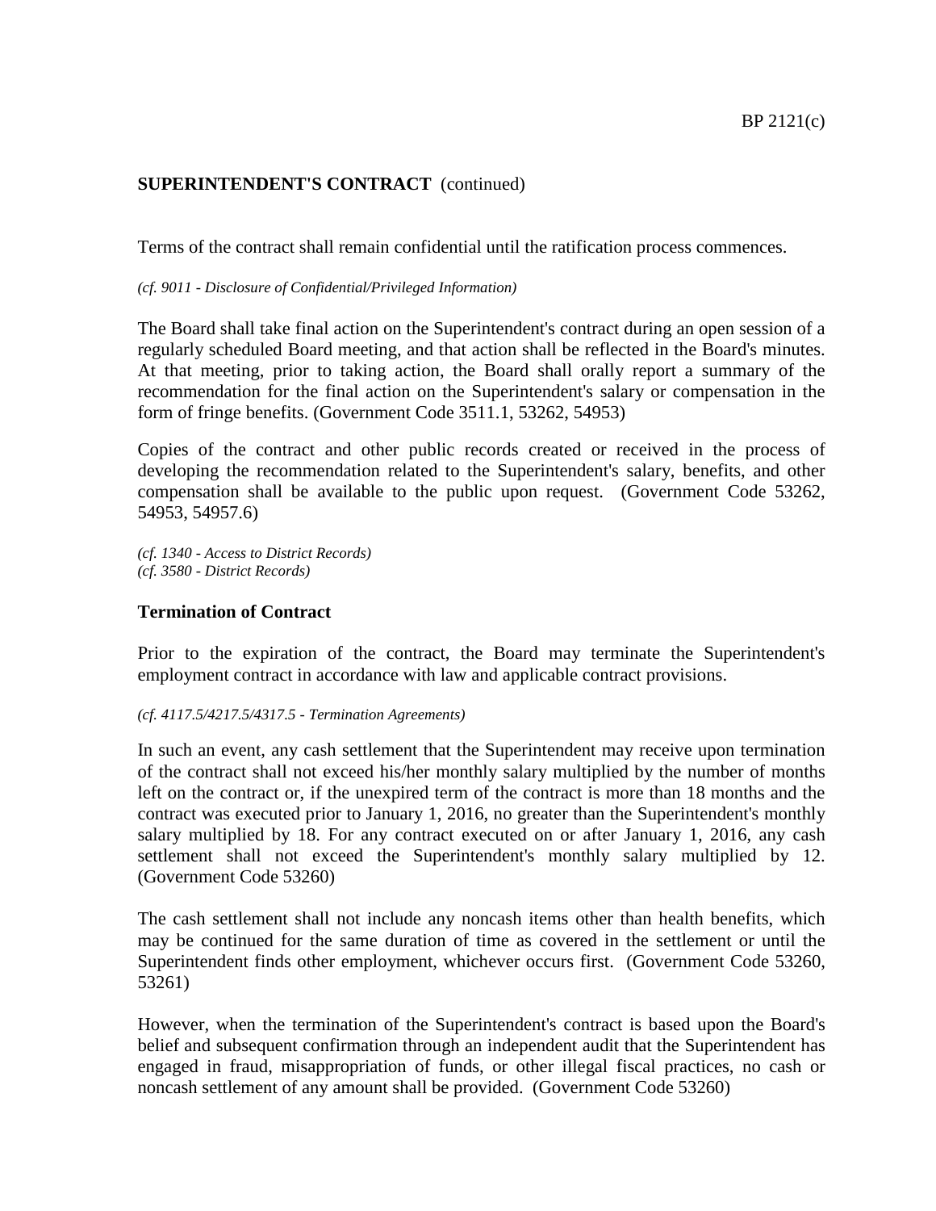**SUPERINTENDENT'S CONTRACT** (continued)

Terms of the contract shall remain confidential until the ratification process commences.

*(cf. 9011 - Disclosure of Confidential/Privileged Information)*

The Board shall take final action on the Superintendent's contract during an open session of a regularly scheduled Board meeting, and that action shall be reflected in the Board's minutes. At that meeting, prior to taking action, the Board shall orally report a summary of the recommendation for the final action on the Superintendent's salary or compensation in the form of fringe benefits. (Government Code 3511.1, 53262, 54953)

Copies of the contract and other public records created or received in the process of developing the recommendation related to the Superintendent's salary, benefits, and other compensation shall be available to the public upon request. (Government Code 53262, 54953, 54957.6)

*(cf. 1340 - Access to District Records)*
*(cf. 3580 - District Records)*

**Termination of Contract**

Prior to the expiration of the contract, the Board may terminate the Superintendent's employment contract in accordance with law and applicable contract provisions.

*(cf. 4117.5/4217.5/4317.5 - Termination Agreements)*

In such an event, any cash settlement that the Superintendent may receive upon termination of the contract shall not exceed his/her monthly salary multiplied by the number of months left on the contract or, if the unexpired term of the contract is more than 18 months and the contract was executed prior to January 1, 2016, no greater than the Superintendent's monthly salary multiplied by 18. For any contract executed on or after January 1, 2016, any cash settlement shall not exceed the Superintendent's monthly salary multiplied by 12. (Government Code 53260)

The cash settlement shall not include any noncash items other than health benefits, which may be continued for the same duration of time as covered in the settlement or until the Superintendent finds other employment, whichever occurs first. (Government Code 53260, 53261)

However, when the termination of the Superintendent's contract is based upon the Board's belief and subsequent confirmation through an independent audit that the Superintendent has engaged in fraud, misappropriation of funds, or other illegal fiscal practices, no cash or noncash settlement of any amount shall be provided. (Government Code 53260)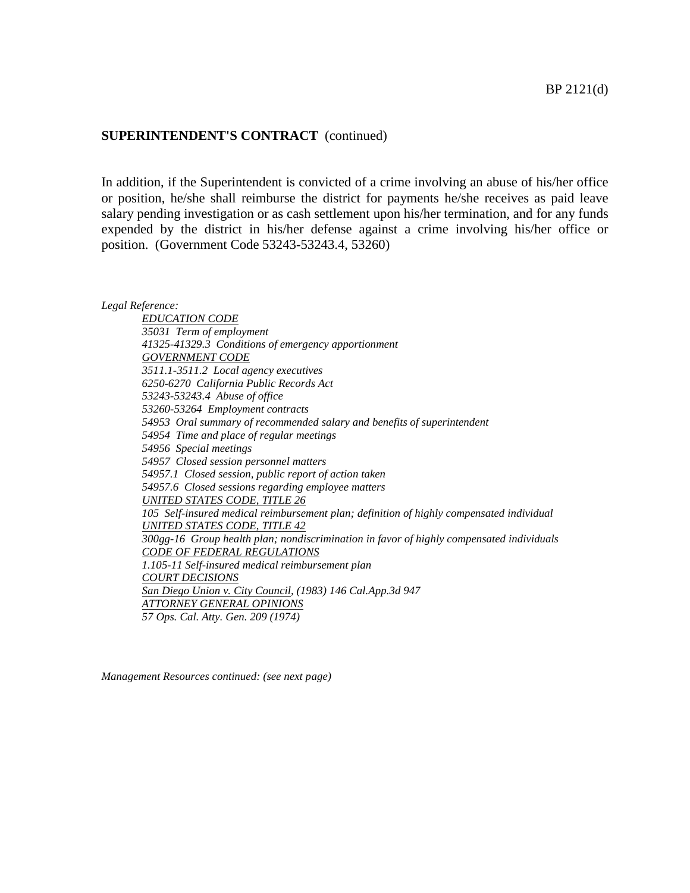**SUPERINTENDENT'S CONTRACT** (continued)

In addition, if the Superintendent is convicted of a crime involving an abuse of his/her office or position, he/she shall reimburse the district for payments he/she receives as paid leave salary pending investigation or as cash settlement upon his/her termination, and for any funds expended by the district in his/her defense against a crime involving his/her office or position. (Government Code 53243-53243.4, 53260)

*Legal Reference:*

*EDUCATION CODE*
*35031 Term of employment*
*41325-41329.3 Conditions of emergency apportionment*

*GOVERNMENT CODE*
*3511.1-3511.2 Local agency executives*
*6250-6270 California Public Records Act*
*53243-53243.4 Abuse of office*
*53260-53264 Employment contracts*
*54953 Oral summary of recommended salary and benefits of superintendent*
*54954 Time and place of regular meetings*
*54956 Special meetings*
*54957 Closed session personnel matters*
*54957.1 Closed session, public report of action taken*
*54957.6 Closed sessions regarding employee matters*

*UNITED STATES CODE, TITLE 26*
*105 Self-insured medical reimbursement plan; definition of highly compensated individual*

*UNITED STATES CODE, TITLE 42*
*300gg-16 Group health plan; nondiscrimination in favor of highly compensated individuals*

*CODE OF FEDERAL REGULATIONS*
*1.105-11 Self-insured medical reimbursement plan*

*COURT DECISIONS*
*San Diego Union v. City Council, (1983) 146 Cal.App.3d 947*

*ATTORNEY GENERAL OPINIONS*
*57 Ops. Cal. Atty. Gen. 209 (1974)*

*Management Resources continued: (see next page)*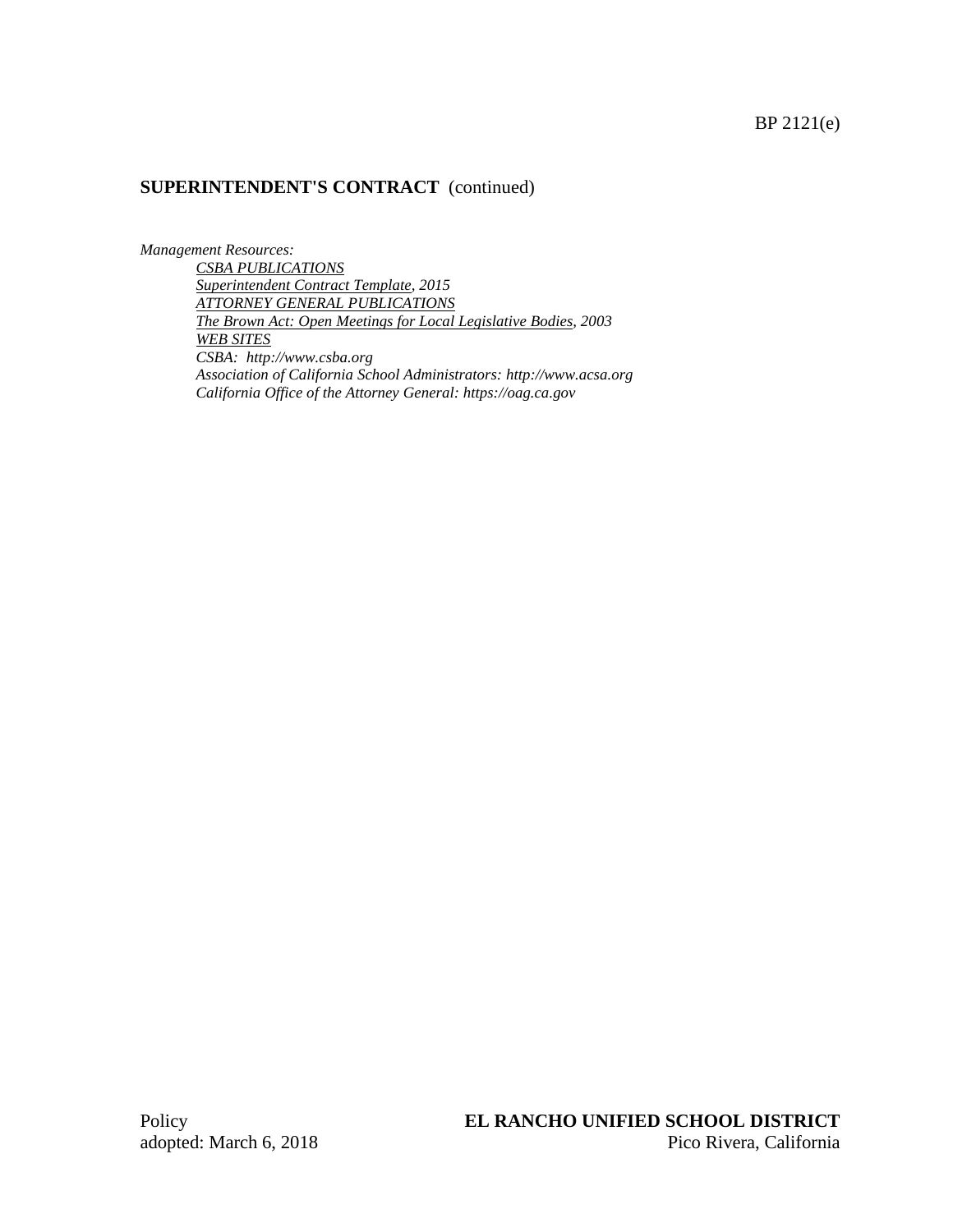**SUPERINTENDENT'S CONTRACT** (continued)

*Management Resources:*

*CSBA PUBLICATIONS*

*Superintendent Contract Template, 2015*

*ATTORNEY GENERAL PUBLICATIONS*

*The Brown Act: Open Meetings for Local Legislative Bodies, 2003*

*WEB SITES*

*CSBA: http://www.csba.org*

*Association of California School Administrators: http://www.acsa.org*

*California Office of the Attorney General: https://oag.ca.gov*

Policy
adopted: March 6, 2018

**EL RANCHO UNIFIED SCHOOL DISTRICT**
Pico Rivera, California